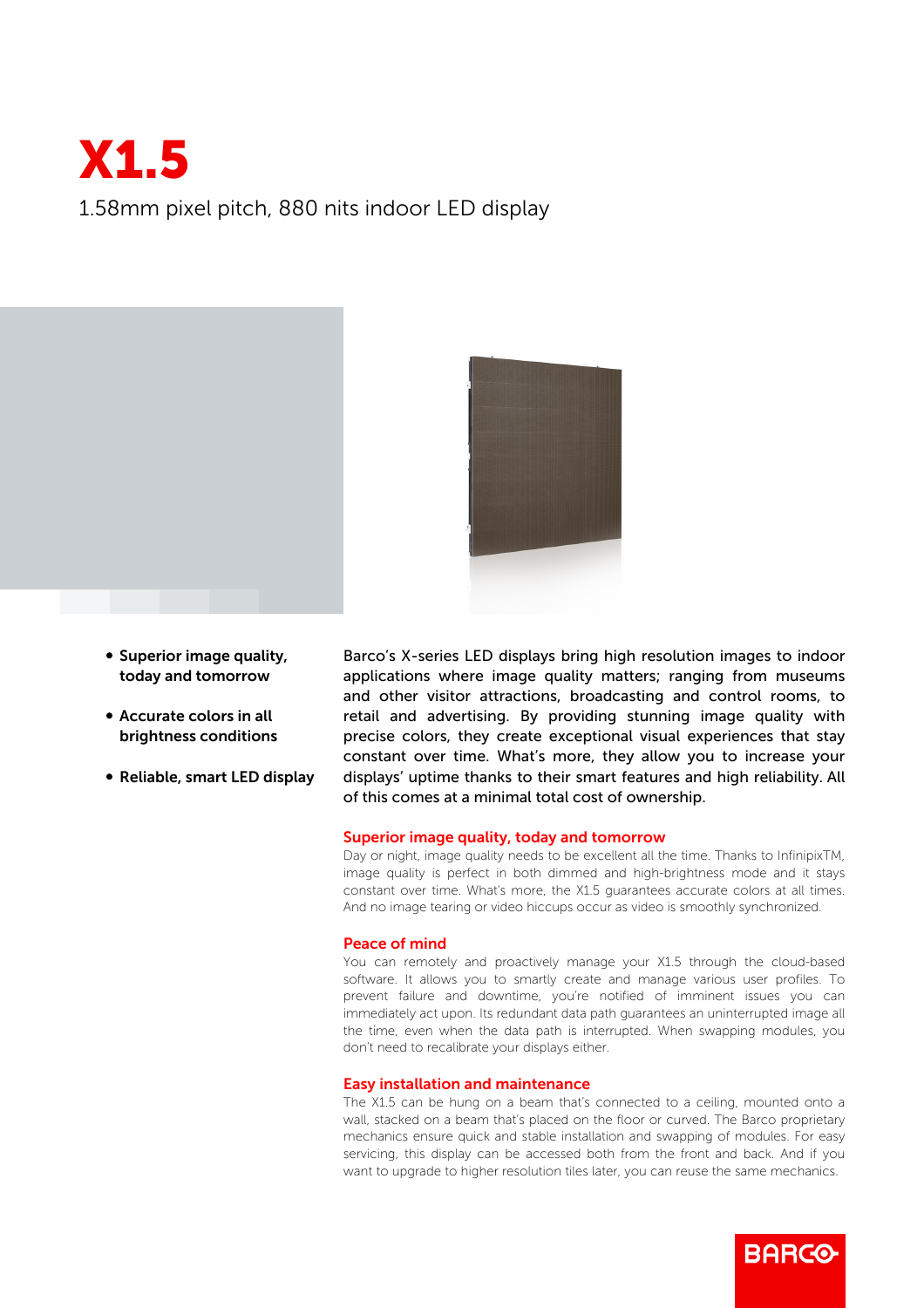# X1.5

1.58mm pixel pitch, 880 nits indoor LED display

- **Superior image quality, today and tomorrow**
- **Accurate colors in all brightness conditions**
- **Reliable, smart LED display**

Barco's X-series LED displays bring high resolution images to indoor applications where image quality matters; ranging from museums and other visitor attractions, broadcasting and control rooms, to retail and advertising. By providing stunning image quality with precise colors, they create exceptional visual experiences that stay constant over time. What's more, they allow you to increase your displays' uptime thanks to their smart features and high reliability. All of this comes at a minimal total cost of ownership.

## Superior image quality, today and tomorrow

Day or night, image quality needs to be excellent all the time. Thanks to InfinipixTM, image quality is perfect in both dimmed and high-brightness mode and it stays constant over time. What's more, the X1.5 guarantees accurate colors at all times. And no image tearing or video hiccups occur as video is smoothly synchronized.

## Peace of mind

You can remotely and proactively manage your X1.5 through the cloud-based software. It allows you to smartly create and manage various user profiles. To prevent failure and downtime, you're notified of imminent issues you can immediately act upon. Its redundant data path guarantees an uninterrupted image all the time, even when the data path is interrupted. When swapping modules, you don't need to recalibrate your displays either.

## Easy installation and maintenance

The X1.5 can be hung on a beam that's connected to a ceiling, mounted onto a wall, stacked on a beam that's placed on the floor or curved. The Barco proprietary mechanics ensure quick and stable installation and swapping of modules. For easy servicing, this display can be accessed both from the front and back. And if you want to upgrade to higher resolution tiles later, you can reuse the same mechanics.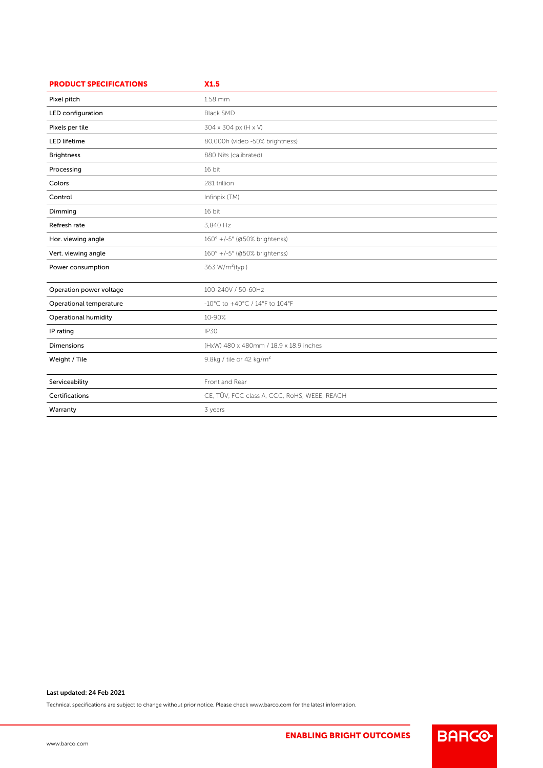| PRODUCT SPECIFICATIONS | X1.5 |
|---|---|
| Pixel pitch | 1.58 mm |
| LED configuration | Black SMD |
| Pixels per tile | 304 x 304 px (H x V) |
| LED lifetime | 80,000h (video -50% brightness) |
| Brightness | 880 Nits (calibrated) |
| Processing | 16 bit |
| Colors | 281 trillion |
| Control | Infinpix (TM) |
| Dimming | 16 bit |
| Refresh rate | 3,840 Hz |
| Hor. viewing angle | 160° +/-5° (@50% brightenss) |
| Vert. viewing angle | 160° +/-5° (@50% brightenss) |
| Power consumption | 363 W/m$^2$(typ.) |
| Operation power voltage | 100-240V / 50-60Hz |
| Operational temperature | -10°C to +40°C / 14°F to 104°F |
| Operational humidity | 10-90% |
| IP rating | IP30 |
| Dimensions | (HxW) 480 x 480mm / 18.9 x 18.9 inches |
| Weight / Tile | 9.8kg / tile or 42 kg/m$^2$ |
| Serviceability | Front and Rear |
| Certifications | CE, TÜV, FCC class A, CCC, RoHS, WEEE, REACH |
| Warranty | 3 years |

**Last updated: 24 Feb 2021**

Technical specifications are subject to change without prior notice. Please check www.barco.com for the latest information.

**ENABLING BRIGHT OUTCOMES**

www.barco.com